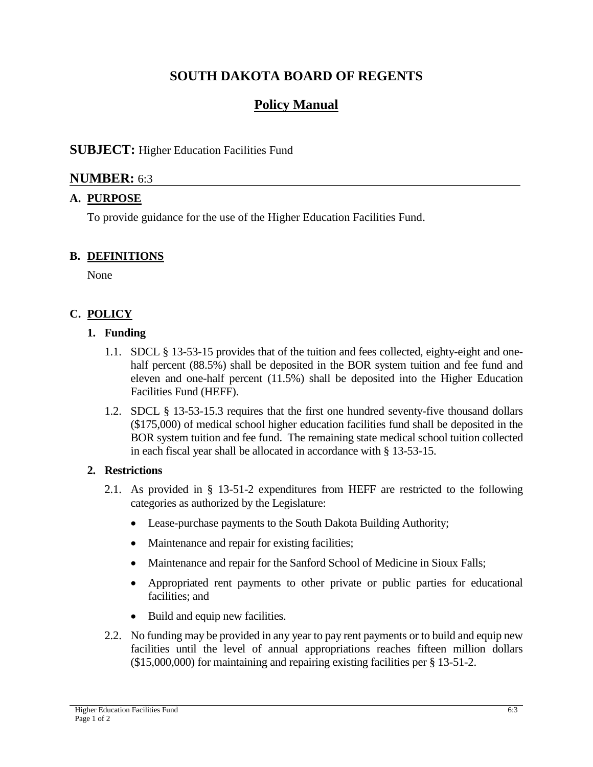# SOUTH DAKOTA BOARD OF REGENTS

## Policy Manual

**SUBJECT:** Higher Education Facilities Fund

**NUMBER:** 6:3

### A. PURPOSE

To provide guidance for the use of the Higher Education Facilities Fund.

### B. DEFINITIONS

None

### C. POLICY

#### 1. Funding

1.1. SDCL § 13-53-15 provides that of the tuition and fees collected, eighty-eight and one-half percent (88.5%) shall be deposited in the BOR system tuition and fee fund and eleven and one-half percent (11.5%) shall be deposited into the Higher Education Facilities Fund (HEFF).

1.2. SDCL § 13-53-15.3 requires that the first one hundred seventy-five thousand dollars ($175,000) of medical school higher education facilities fund shall be deposited in the BOR system tuition and fee fund. The remaining state medical school tuition collected in each fiscal year shall be allocated in accordance with § 13-53-15.

#### 2. Restrictions

2.1. As provided in § 13-51-2 expenditures from HEFF are restricted to the following categories as authorized by the Legislature:

- Lease-purchase payments to the South Dakota Building Authority;
- Maintenance and repair for existing facilities;
- Maintenance and repair for the Sanford School of Medicine in Sioux Falls;
- Appropriated rent payments to other private or public parties for educational facilities; and
- Build and equip new facilities.

2.2. No funding may be provided in any year to pay rent payments or to build and equip new facilities until the level of annual appropriations reaches fifteen million dollars ($15,000,000) for maintaining and repairing existing facilities per § 13-51-2.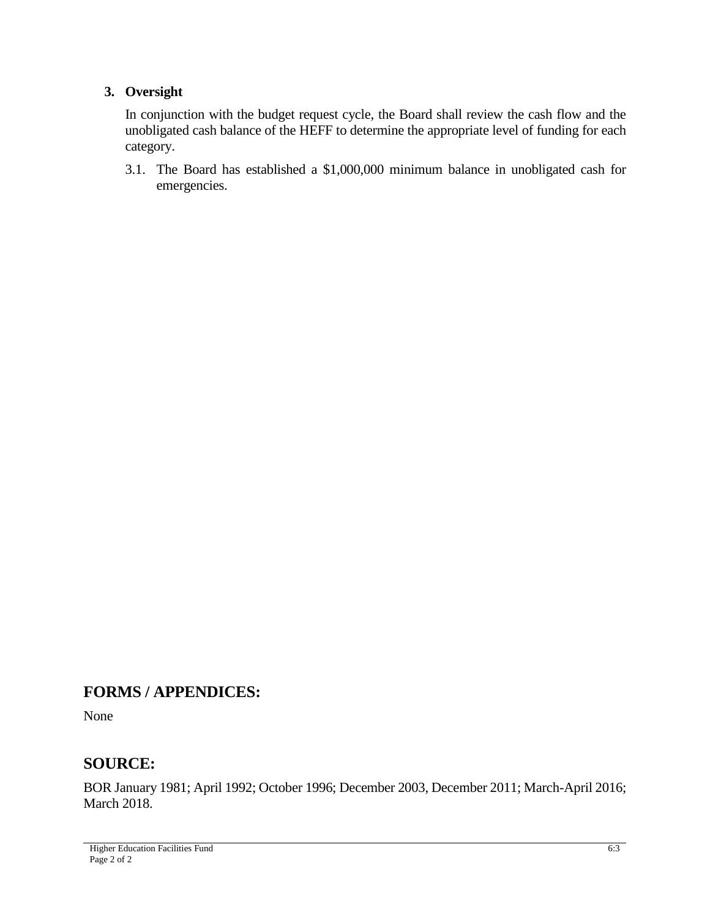### 3. Oversight

In conjunction with the budget request cycle, the Board shall review the cash flow and the unobligated cash balance of the HEFF to determine the appropriate level of funding for each category.

3.1. The Board has established a $1,000,000 minimum balance in unobligated cash for emergencies.

## FORMS / APPENDICES:

None

## SOURCE:

BOR January 1981; April 1992; October 1996; December 2003, December 2011; March-April 2016; March 2018.